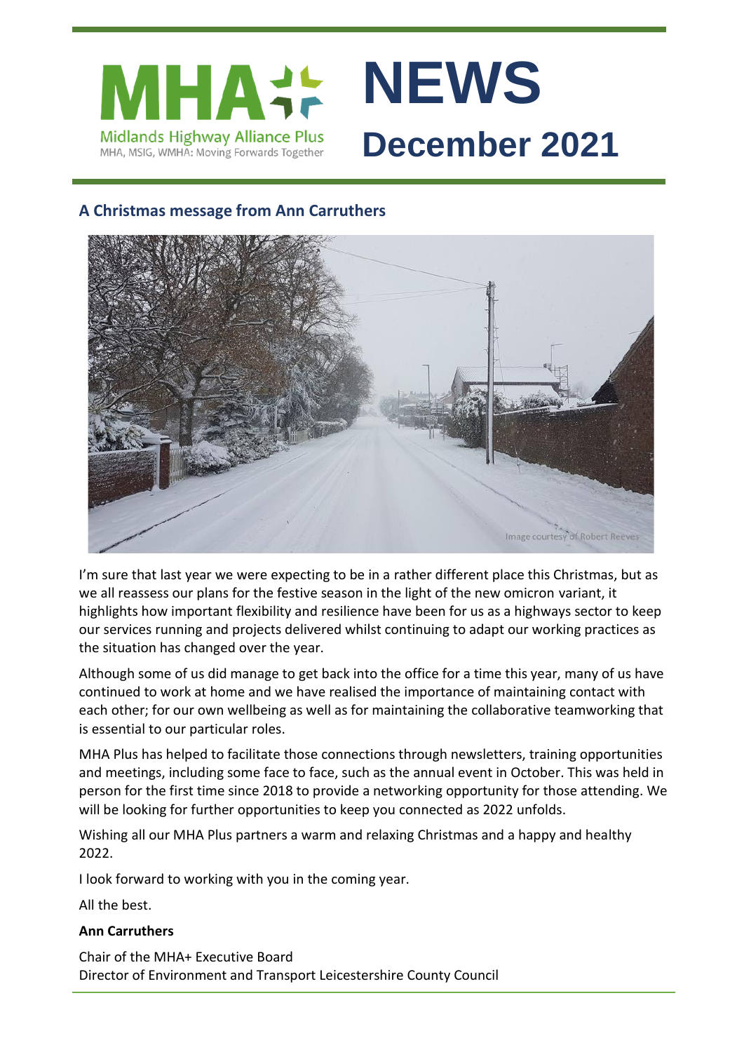# MHA Midlands Highway Alliance Plus

MHA, MSIG, WMHA: Moving Forwards Together

# NEWS

## December 2021

### A Christmas message from Ann Carruthers

Image courtesy of Robert Reeves

I'm sure that last year we were expecting to be in a rather different place this Christmas, but as we all reassess our plans for the festive season in the light of the new omicron variant, it highlights how important flexibility and resilience have been for us as a highways sector to keep our services running and projects delivered whilst continuing to adapt our working practices as the situation has changed over the year.

Although some of us did manage to get back into the office for a time this year, many of us have continued to work at home and we have realised the importance of maintaining contact with each other; for our own wellbeing as well as for maintaining the collaborative teamworking that is essential to our particular roles.

MHA Plus has helped to facilitate those connections through newsletters, training opportunities and meetings, including some face to face, such as the annual event in October. This was held in person for the first time since 2018 to provide a networking opportunity for those attending. We will be looking for further opportunities to keep you connected as 2022 unfolds.

Wishing all our MHA Plus partners a warm and relaxing Christmas and a happy and healthy 2022.

I look forward to working with you in the coming year.

All the best.

**Ann Carruthers**

Chair of the MHA+ Executive Board
Director of Environment and Transport Leicestershire County Council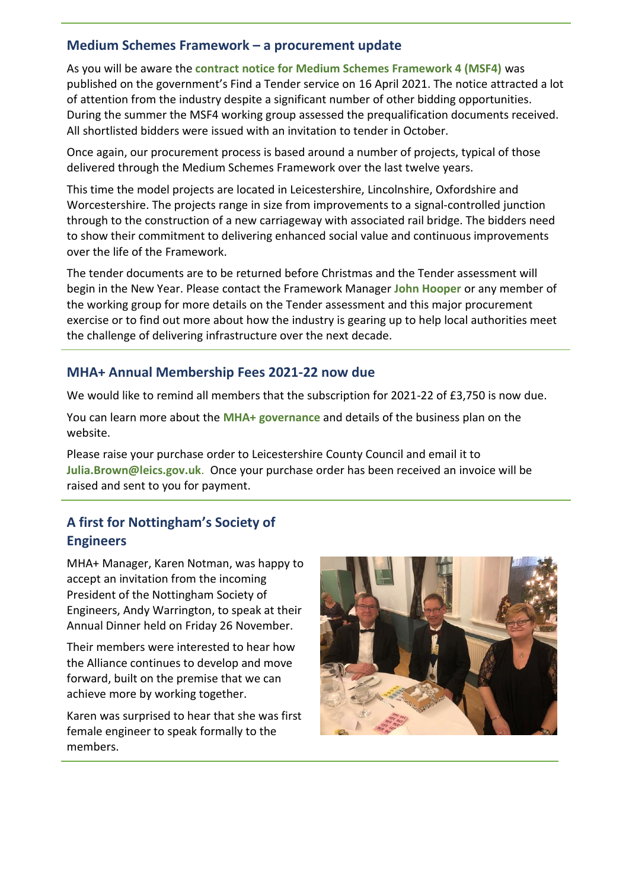## Medium Schemes Framework – a procurement update

As you will be aware the **contract notice for Medium Schemes Framework 4 (MSF4)** was published on the government's Find a Tender service on 16 April 2021. The notice attracted a lot of attention from the industry despite a significant number of other bidding opportunities. During the summer the MSF4 working group assessed the prequalification documents received. All shortlisted bidders were issued with an invitation to tender in October.

Once again, our procurement process is based around a number of projects, typical of those delivered through the Medium Schemes Framework over the last twelve years.

This time the model projects are located in Leicestershire, Lincolnshire, Oxfordshire and Worcestershire. The projects range in size from improvements to a signal-controlled junction through to the construction of a new carriageway with associated rail bridge. The bidders need to show their commitment to delivering enhanced social value and continuous improvements over the life of the Framework.

The tender documents are to be returned before Christmas and the Tender assessment will begin in the New Year. Please contact the Framework Manager **John Hooper** or any member of the working group for more details on the Tender assessment and this major procurement exercise or to find out more about how the industry is gearing up to help local authorities meet the challenge of delivering infrastructure over the next decade.

## MHA+ Annual Membership Fees 2021-22 now due

We would like to remind all members that the subscription for 2021-22 of £3,750 is now due.

You can learn more about the **MHA+ governance** and details of the business plan on the website.

Please raise your purchase order to Leicestershire County Council and email it to **Julia.Brown@leics.gov.uk**. Once your purchase order has been received an invoice will be raised and sent to you for payment.

## A first for Nottingham's Society of Engineers

MHA+ Manager, Karen Notman, was happy to accept an invitation from the incoming President of the Nottingham Society of Engineers, Andy Warrington, to speak at their Annual Dinner held on Friday 26 November.

Their members were interested to hear how the Alliance continues to develop and move forward, built on the premise that we can achieve more by working together.

Karen was surprised to hear that she was first female engineer to speak formally to the members.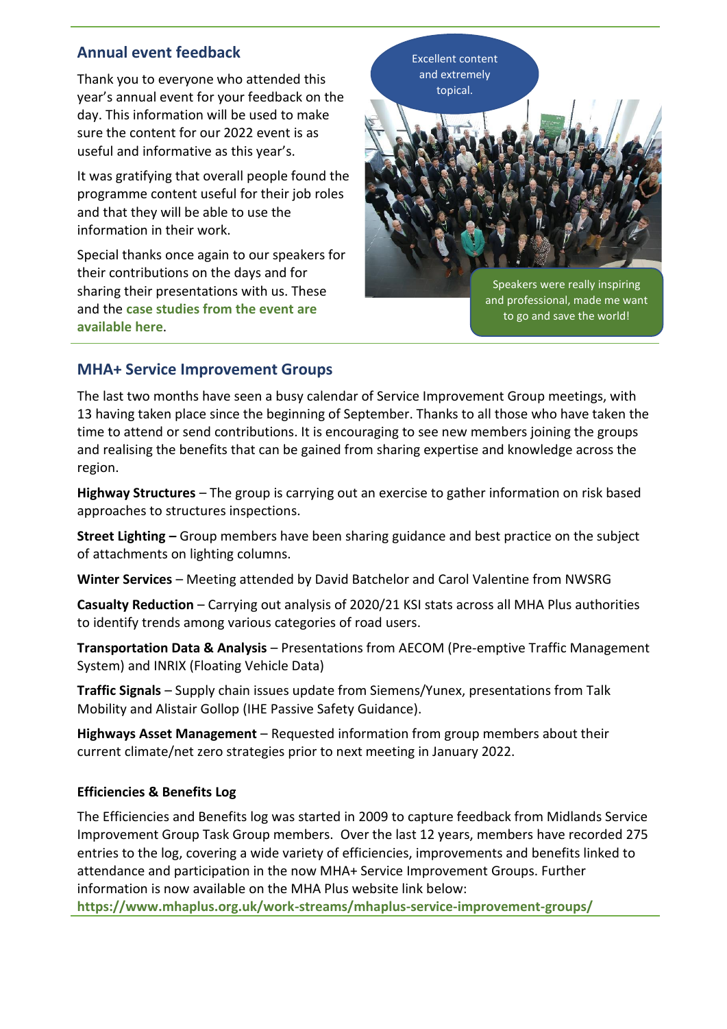## Annual event feedback

Thank you to everyone who attended this year's annual event for your feedback on the day. This information will be used to make sure the content for our 2022 event is as useful and informative as this year's.

It was gratifying that overall people found the programme content useful for their job roles and that they will be able to use the information in their work.

Special thanks once again to our speakers for their contributions on the days and for sharing their presentations with us. These and the **case studies from the event are available here**.

Excellent content and extremely topical.

Speakers were really inspiring and professional, made me want to go and save the world!

## MHA+ Service Improvement Groups

The last two months have seen a busy calendar of Service Improvement Group meetings, with 13 having taken place since the beginning of September. Thanks to all those who have taken the time to attend or send contributions. It is encouraging to see new members joining the groups and realising the benefits that can be gained from sharing expertise and knowledge across the region.

**Highway Structures** – The group is carrying out an exercise to gather information on risk based approaches to structures inspections.

**Street Lighting –** Group members have been sharing guidance and best practice on the subject of attachments on lighting columns.

**Winter Services** – Meeting attended by David Batchelor and Carol Valentine from NWSRG

**Casualty Reduction** – Carrying out analysis of 2020/21 KSI stats across all MHA Plus authorities to identify trends among various categories of road users.

**Transportation Data & Analysis** – Presentations from AECOM (Pre-emptive Traffic Management System) and INRIX (Floating Vehicle Data)

**Traffic Signals** – Supply chain issues update from Siemens/Yunex, presentations from Talk Mobility and Alistair Gollop (IHE Passive Safety Guidance).

**Highways Asset Management** – Requested information from group members about their current climate/net zero strategies prior to next meeting in January 2022.

### Efficiencies & Benefits Log

The Efficiencies and Benefits log was started in 2009 to capture feedback from Midlands Service Improvement Group Task Group members. Over the last 12 years, members have recorded 275 entries to the log, covering a wide variety of efficiencies, improvements and benefits linked to attendance and participation in the now MHA+ Service Improvement Groups. Further information is now available on the MHA Plus website link below:
**https://www.mhaplus.org.uk/work-streams/mhaplus-service-improvement-groups/**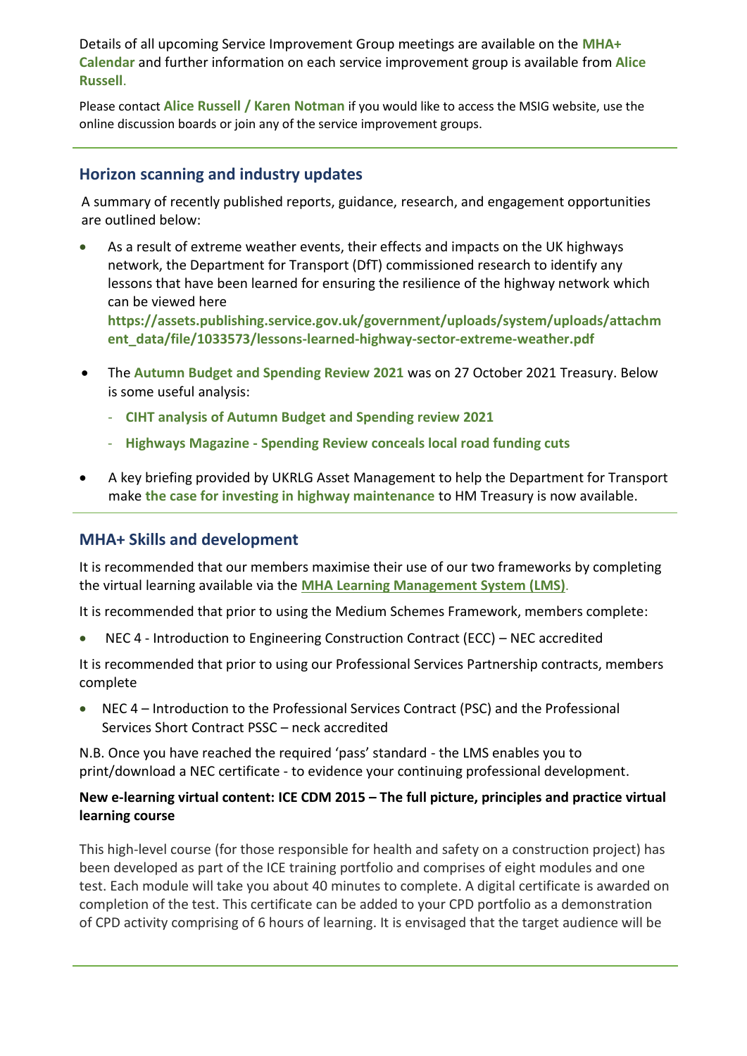Details of all upcoming Service Improvement Group meetings are available on the **MHA+ Calendar** and further information on each service improvement group is available from **Alice Russell**.

Please contact **Alice Russell / Karen Notman** if you would like to access the MSIG website, use the online discussion boards or join any of the service improvement groups.

---

## Horizon scanning and industry updates

A summary of recently published reports, guidance, research, and engagement opportunities are outlined below:

- As a result of extreme weather events, their effects and impacts on the UK highways network, the Department for Transport (DfT) commissioned research to identify any lessons that have been learned for ensuring the resilience of the highway network which can be viewed here **https://assets.publishing.service.gov.uk/government/uploads/system/uploads/attachment_data/file/1033573/lessons-learned-highway-sector-extreme-weather.pdf**
- The **Autumn Budget and Spending Review 2021** was on 27 October 2021 Treasury. Below is some useful analysis:
  - **CIHT analysis of Autumn Budget and Spending review 2021**
  - **Highways Magazine - Spending Review conceals local road funding cuts**
- A key briefing provided by UKRLG Asset Management to help the Department for Transport make **the case for investing in highway maintenance** to HM Treasury is now available.

---

## MHA+ Skills and development

It is recommended that our members maximise their use of our two frameworks by completing the virtual learning available via the **MHA Learning Management System (LMS)**.

It is recommended that prior to using the Medium Schemes Framework, members complete:

- NEC 4 - Introduction to Engineering Construction Contract (ECC) – NEC accredited

It is recommended that prior to using our Professional Services Partnership contracts, members complete

- NEC 4 – Introduction to the Professional Services Contract (PSC) and the Professional Services Short Contract PSSC – neck accredited

N.B. Once you have reached the required 'pass' standard - the LMS enables you to print/download a NEC certificate - to evidence your continuing professional development.

**New e-learning virtual content: ICE CDM 2015 – The full picture, principles and practice virtual learning course**

This high-level course (for those responsible for health and safety on a construction project) has been developed as part of the ICE training portfolio and comprises of eight modules and one test. Each module will take you about 40 minutes to complete. A digital certificate is awarded on completion of the test. This certificate can be added to your CPD portfolio as a demonstration of CPD activity comprising of 6 hours of learning. It is envisaged that the target audience will be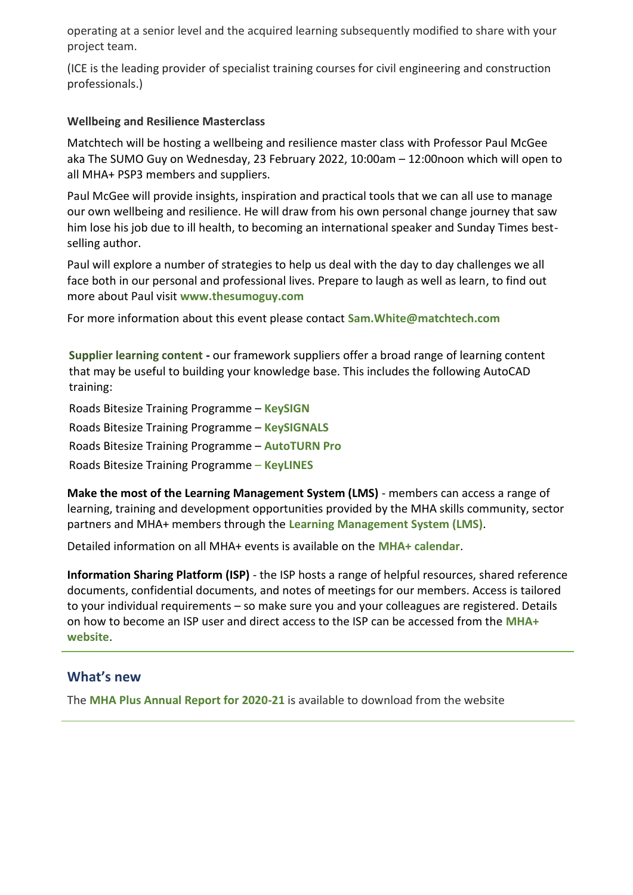operating at a senior level and the acquired learning subsequently modified to share with your project team.

(ICE is the leading provider of specialist training courses for civil engineering and construction professionals.)

**Wellbeing and Resilience Masterclass**

Matchtech will be hosting a wellbeing and resilience master class with Professor Paul McGee aka The SUMO Guy on Wednesday, 23 February 2022, 10:00am – 12:00noon which will open to all MHA+ PSP3 members and suppliers.

Paul McGee will provide insights, inspiration and practical tools that we can all use to manage our own wellbeing and resilience. He will draw from his own personal change journey that saw him lose his job due to ill health, to becoming an international speaker and Sunday Times best-selling author.

Paul will explore a number of strategies to help us deal with the day to day challenges we all face both in our personal and professional lives. Prepare to laugh as well as learn, to find out more about Paul visit **www.thesumoguy.com**

For more information about this event please contact **Sam.White@matchtech.com**

**Supplier learning content -** our framework suppliers offer a broad range of learning content that may be useful to building your knowledge base. This includes the following AutoCAD training:

Roads Bitesize Training Programme – **KeySIGN**

Roads Bitesize Training Programme – **KeySIGNALS**

Roads Bitesize Training Programme – **AutoTURN Pro**

Roads Bitesize Training Programme **– KeyLINES**

**Make the most of the Learning Management System (LMS)** - members can access a range of learning, training and development opportunities provided by the MHA skills community, sector partners and MHA+ members through the **Learning Management System (LMS)**.

Detailed information on all MHA+ events is available on the **MHA+ calendar**.

**Information Sharing Platform (ISP)** - the ISP hosts a range of helpful resources, shared reference documents, confidential documents, and notes of meetings for our members. Access is tailored to your individual requirements – so make sure you and your colleagues are registered. Details on how to become an ISP user and direct access to the ISP can be accessed from the **MHA+ website**.

## What's new

The **MHA Plus Annual Report for 2020-21** is available to download from the website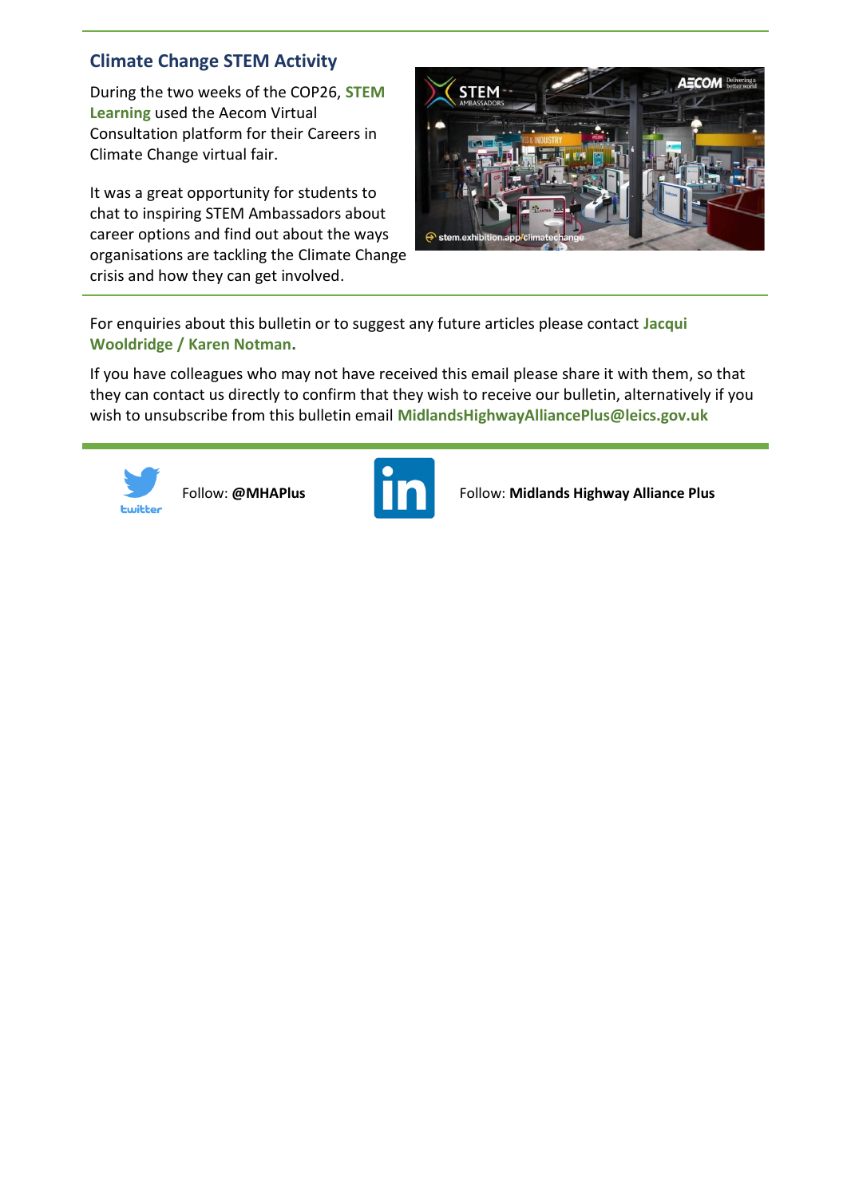## Climate Change STEM Activity

During the two weeks of the COP26, **STEM Learning** used the Aecom Virtual Consultation platform for their Careers in Climate Change virtual fair.

It was a great opportunity for students to chat to inspiring STEM Ambassadors about career options and find out about the ways organisations are tackling the Climate Change crisis and how they can get involved.

For enquiries about this bulletin or to suggest any future articles please contact **Jacqui Wooldridge / Karen Notman.**

If you have colleagues who may not have received this email please share it with them, so that they can contact us directly to confirm that they wish to receive our bulletin, alternatively if you wish to unsubscribe from this bulletin email **MidlandsHighwayAlliancePlus@leics.gov.uk**

Follow: **@MHAPlus**

Follow: **Midlands Highway Alliance Plus**